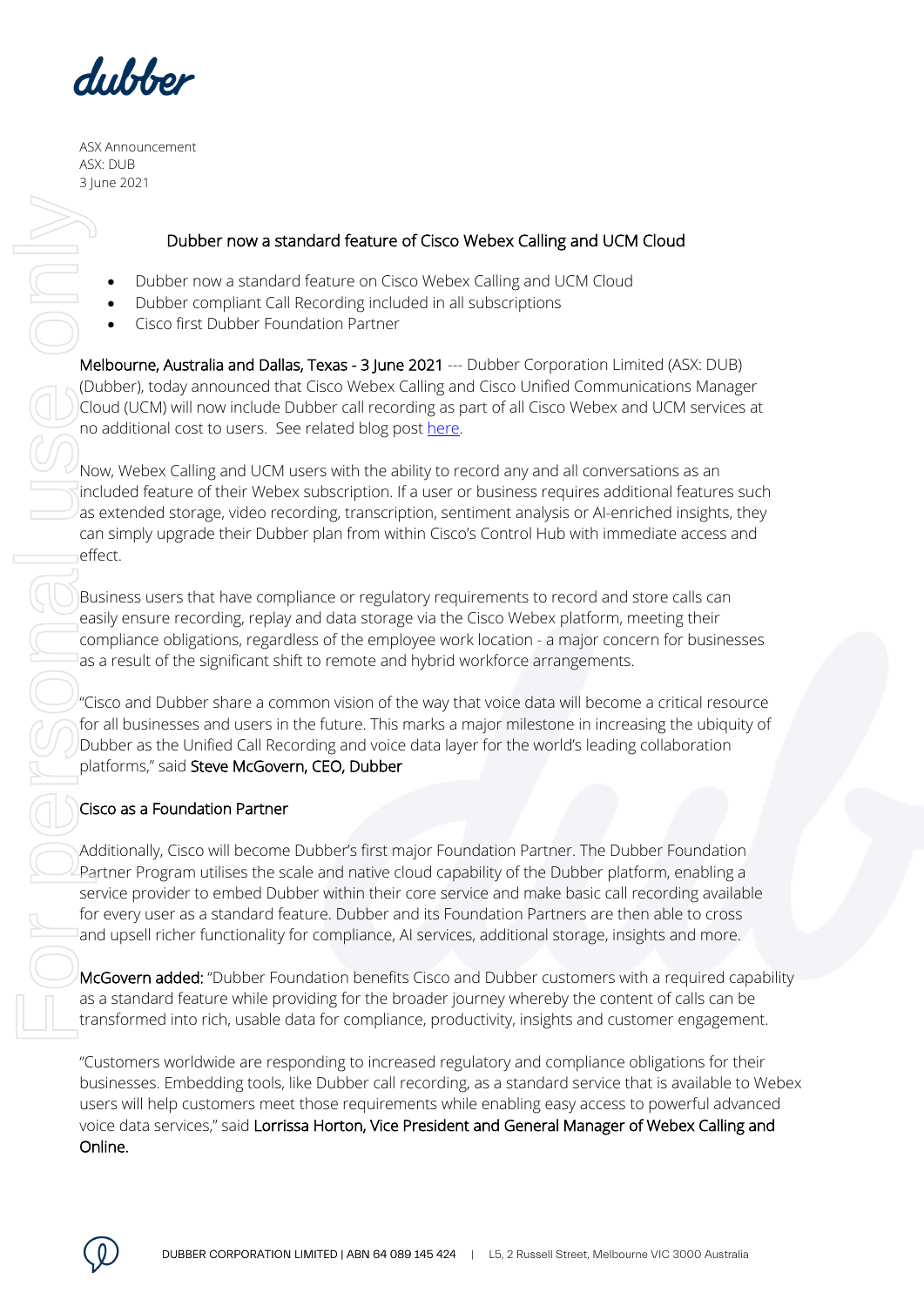ASX Announcement
ASX: DUB
3 June 2021

## Dubber now a standard feature of Cisco Webex Calling and UCM Cloud

- Dubber now a standard feature on Cisco Webex Calling and UCM Cloud
- Dubber compliant Call Recording included in all subscriptions
- Cisco first Dubber Foundation Partner

**Melbourne, Australia and Dallas, Texas - 3 June 2021** --- Dubber Corporation Limited (ASX: DUB) (Dubber), today announced that Cisco Webex Calling and Cisco Unified Communications Manager Cloud (UCM) will now include Dubber call recording as part of all Cisco Webex and UCM services at no additional cost to users. See related blog post here.

Now, Webex Calling and UCM users with the ability to record any and all conversations as an included feature of their Webex subscription. If a user or business requires additional features such as extended storage, video recording, transcription, sentiment analysis or AI-enriched insights, they can simply upgrade their Dubber plan from within Cisco's Control Hub with immediate access and effect.

Business users that have compliance or regulatory requirements to record and store calls can easily ensure recording, replay and data storage via the Cisco Webex platform, meeting their compliance obligations, regardless of the employee work location - a major concern for businesses as a result of the significant shift to remote and hybrid workforce arrangements.

"Cisco and Dubber share a common vision of the way that voice data will become a critical resource for all businesses and users in the future. This marks a major milestone in increasing the ubiquity of Dubber as the Unified Call Recording and voice data layer for the world's leading collaboration platforms," said **Steve McGovern, CEO, Dubber**

### Cisco as a Foundation Partner

Additionally, Cisco will become Dubber's first major Foundation Partner. The Dubber Foundation Partner Program utilises the scale and native cloud capability of the Dubber platform, enabling a service provider to embed Dubber within their core service and make basic call recording available for every user as a standard feature. Dubber and its Foundation Partners are then able to cross and upsell richer functionality for compliance, AI services, additional storage, insights and more.

**McGovern added:** "Dubber Foundation benefits Cisco and Dubber customers with a required capability as a standard feature while providing for the broader journey whereby the content of calls can be transformed into rich, usable data for compliance, productivity, insights and customer engagement.

"Customers worldwide are responding to increased regulatory and compliance obligations for their businesses. Embedding tools, like Dubber call recording, as a standard service that is available to Webex users will help customers meet those requirements while enabling easy access to powerful advanced voice data services," said **Lorrissa Horton, Vice President and General Manager of Webex Calling and Online.**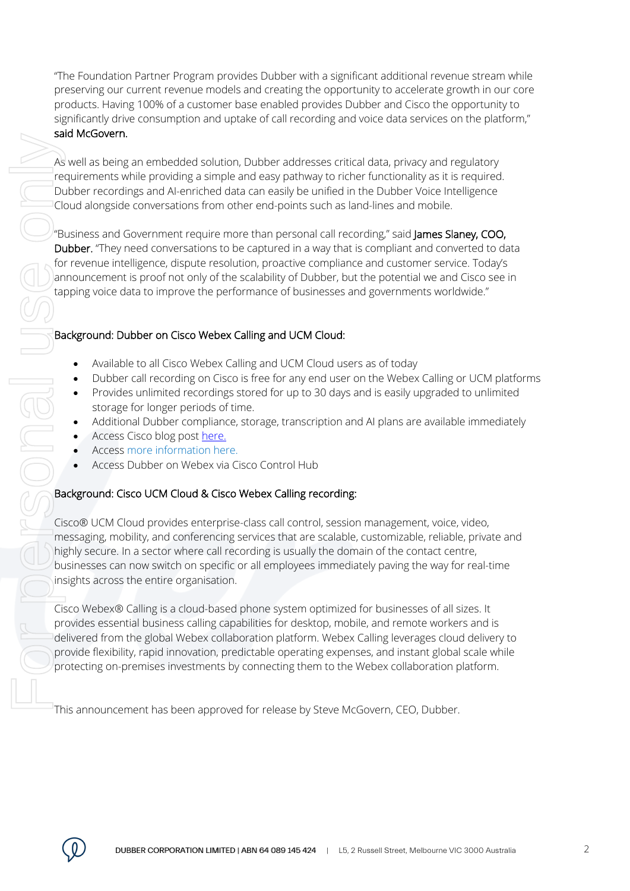"The Foundation Partner Program provides Dubber with a significant additional revenue stream while preserving our current revenue models and creating the opportunity to accelerate growth in our core products. Having 100% of a customer base enabled provides Dubber and Cisco the opportunity to significantly drive consumption and uptake of call recording and voice data services on the platform," said McGovern.

As well as being an embedded solution, Dubber addresses critical data, privacy and regulatory requirements while providing a simple and easy pathway to richer functionality as it is required. Dubber recordings and AI-enriched data can easily be unified in the Dubber Voice Intelligence Cloud alongside conversations from other end-points such as land-lines and mobile.

"Business and Government require more than personal call recording," said James Slaney, COO, Dubber. "They need conversations to be captured in a way that is compliant and converted to data for revenue intelligence, dispute resolution, proactive compliance and customer service. Today's announcement is proof not only of the scalability of Dubber, but the potential we and Cisco see in tapping voice data to improve the performance of businesses and governments worldwide."

## Background: Dubber on Cisco Webex Calling and UCM Cloud:

- Available to all Cisco Webex Calling and UCM Cloud users as of today
- Dubber call recording on Cisco is free for any end user on the Webex Calling or UCM platforms
- Provides unlimited recordings stored for up to 30 days and is easily upgraded to unlimited storage for longer periods of time.
- Additional Dubber compliance, storage, transcription and AI plans are available immediately
- Access Cisco blog post here.
- Access more information here.
- Access Dubber on Webex via Cisco Control Hub

## Background: Cisco UCM Cloud & Cisco Webex Calling recording:

Cisco® UCM Cloud provides enterprise-class call control, session management, voice, video, messaging, mobility, and conferencing services that are scalable, customizable, reliable, private and highly secure. In a sector where call recording is usually the domain of the contact centre, businesses can now switch on specific or all employees immediately paving the way for real-time insights across the entire organisation.

Cisco Webex® Calling is a cloud-based phone system optimized for businesses of all sizes. It provides essential business calling capabilities for desktop, mobile, and remote workers and is delivered from the global Webex collaboration platform. Webex Calling leverages cloud delivery to provide flexibility, rapid innovation, predictable operating expenses, and instant global scale while protecting on-premises investments by connecting them to the Webex collaboration platform.

This announcement has been approved for release by Steve McGovern, CEO, Dubber.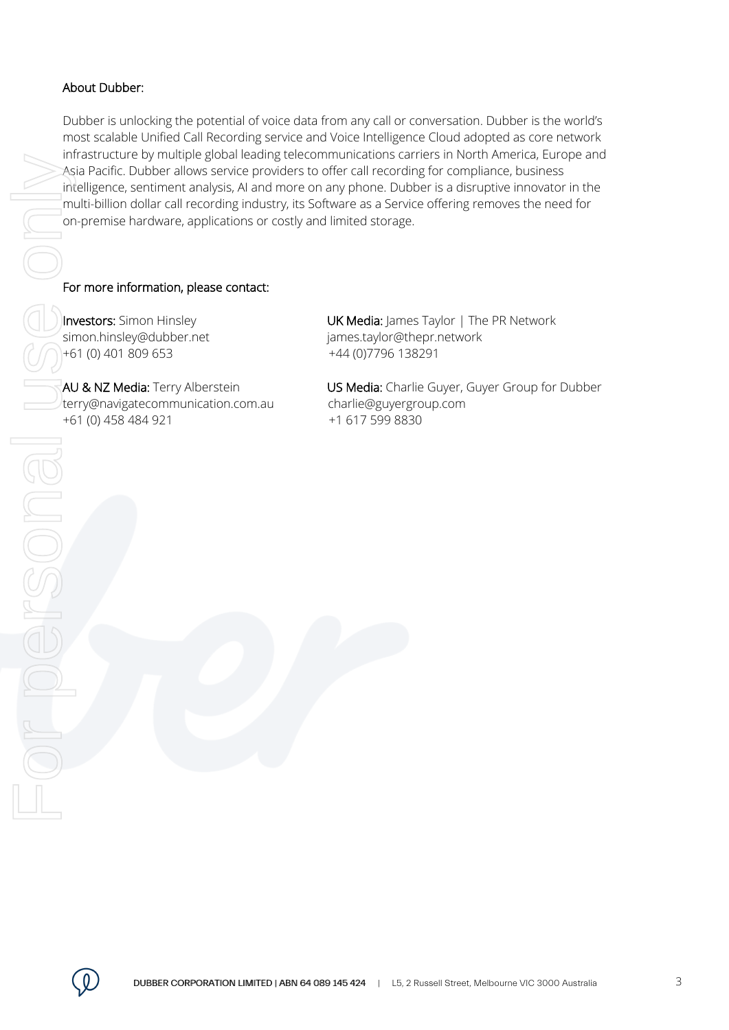About Dubber:

Dubber is unlocking the potential of voice data from any call or conversation. Dubber is the world's most scalable Unified Call Recording service and Voice Intelligence Cloud adopted as core network infrastructure by multiple global leading telecommunications carriers in North America, Europe and Asia Pacific. Dubber allows service providers to offer call recording for compliance, business intelligence, sentiment analysis, AI and more on any phone. Dubber is a disruptive innovator in the multi-billion dollar call recording industry, its Software as a Service offering removes the need for on-premise hardware, applications or costly and limited storage.

For more information, please contact:

**Investors:** Simon Hinsley
simon.hinsley@dubber.net
+61 (0) 401 809 653

**AU & NZ Media:** Terry Alberstein
terry@navigatecommunication.com.au
+61 (0) 458 484 921

**UK Media:** James Taylor | The PR Network
james.taylor@thepr.network
+44 (0)7796 138291

**US Media:** Charlie Guyer, Guyer Group for Dubber
charlie@guyergroup.com
+1 617 599 8830

DUBBER CORPORATION LIMITED | ABN 64 089 145 424 | L5, 2 Russell Street, Melbourne VIC 3000 Australia